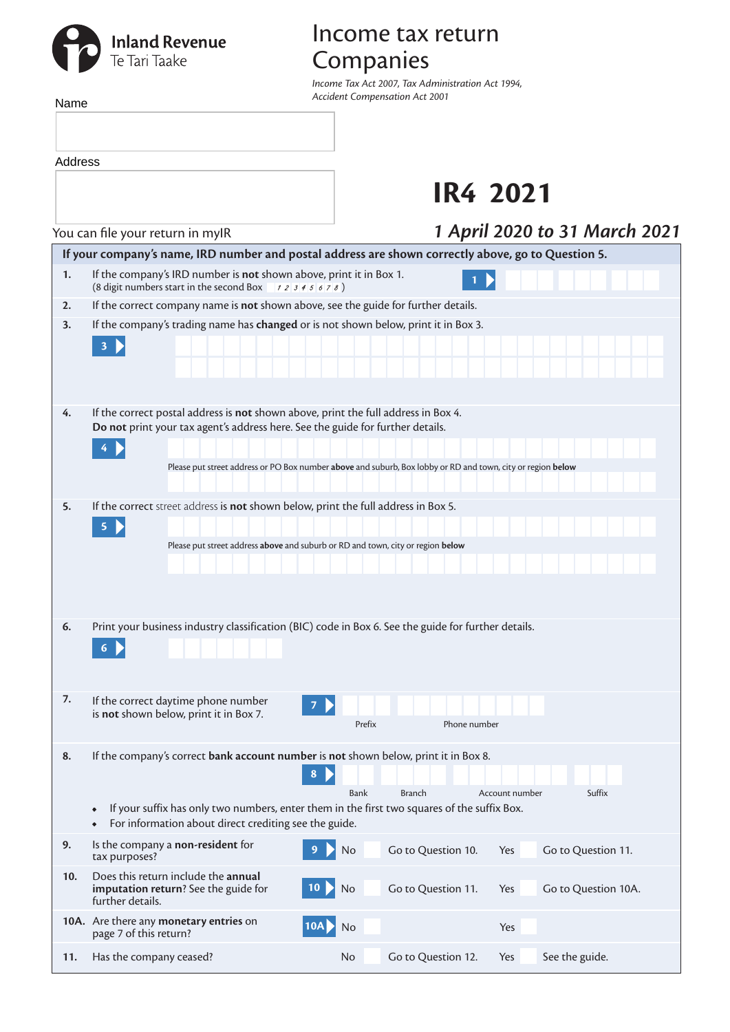Inland Revenue
Te Tari Taake

# Income tax return Companies

*Income Tax Act 2007, Tax Administration Act 1994, Accident Compensation Act 2001*

Name

Address

You can file your return in myIR

# IR4 2021

***1 April 2020 to 31 March 2021***

**If your company's name, IRD number and postal address are shown correctly above, go to Question 5.**

**1.** If the company's IRD number is **not** shown above, print it in Box 1.
(8 digit numbers start in the second Box 1 2 3 4 5 6 7 8 )

**1**

**2.** If the correct company name is **not** shown above, see the guide for further details.

**3.** If the company's trading name has **changed** or is not shown below, print it in Box 3.

**3**

**4.** If the correct postal address is **not** shown above, print the full address in Box 4.
**Do not** print your tax agent's address here. See the guide for further details.

**4**

Please put street address or PO Box number **above** and suburb, Box lobby or RD and town, city or region **below**

**5.** If the correct street address is **not** shown below, print the full address in Box 5.

**5**

Please put street address **above** and suburb or RD and town, city or region **below**

**6.** Print your business industry classification (BIC) code in Box 6. See the guide for further details.

**6**

**7.** If the correct daytime phone number is **not** shown below, print it in Box 7.

**7**

Prefix    Phone number

**8.** If the company's correct **bank account number** is **not** shown below, print it in Box 8.

**8**

Bank    Branch    Account number    Suffix

- If your suffix has only two numbers, enter them in the first two squares of the suffix Box.
- For information about direct crediting see the guide.

| | | | | |
|---|---|---|---|---|
| **9.** Is the company a **non-resident** for tax purposes? | **9** | No ☐ Go to Question 10. | Yes ☐ Go to Question 11. |
| **10.** Does this return include the **annual imputation return**? See the guide for further details. | **10** | No ☐ Go to Question 11. | Yes ☐ Go to Question 10A. |
| **10A.** Are there any **monetary entries** on page 7 of this return? | **10A** | No ☐ | Yes ☐ |
| **11.** Has the company ceased? | | No ☐ Go to Question 12. | Yes ☐ See the guide. |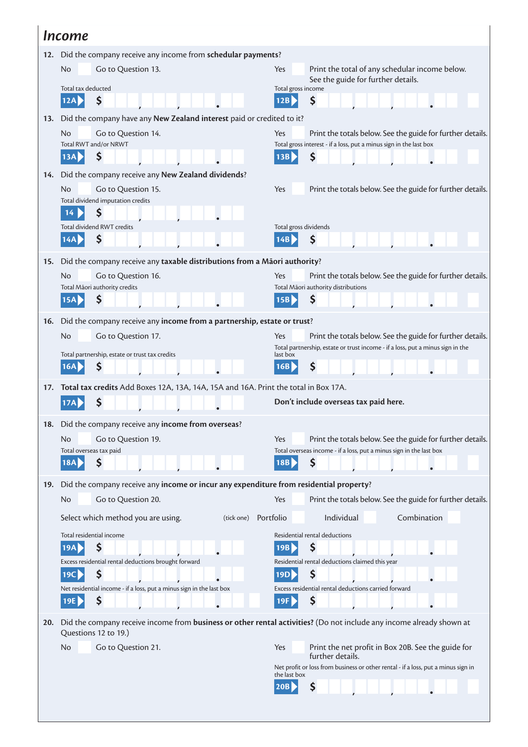## Income

**12.** Did the company receive any income from **schedular payments**?

No ☐ Go to Question 13.

Yes ☐ Print the total of any schedular income below. See the guide for further details.

Total tax deducted

**12A** $ ___,___,___.__

Total gross income

**12B** $ ___,___,___.__

**13.** Did the company have any **New Zealand interest** paid or credited to it?

No ☐ Go to Question 14.

Yes ☐ Print the totals below. See the guide for further details.

Total RWT and/or NRWT

**13A** $ ___,___,___.__

Total gross interest - if a loss, put a minus sign in the last box

**13B** $ ___,___,___.__

**14.** Did the company receive any **New Zealand dividends**?

No ☐ Go to Question 15.

Yes ☐ Print the totals below. See the guide for further details.

Total dividend imputation credits

**14** $ ___,___,___.__

Total dividend RWT credits

**14A** $ ___,___,___.__

Total gross dividends

**14B** $ ___,___,___.__

**15.** Did the company receive any **taxable distributions from a Māori authority**?

No ☐ Go to Question 16.

Yes ☐ Print the totals below. See the guide for further details.

Total Māori authority credits

**15A** $ ___,___,___.__

Total Māori authority distributions

**15B** $ ___,___,___.__

**16.** Did the company receive any **income from a partnership, estate or trust**?

No ☐ Go to Question 17.

Yes ☐ Print the totals below. See the guide for further details.

Total partnership, estate or trust tax credits

**16A** $ ___,___,___.__

Total partnership, estate or trust income - if a loss, put a minus sign in the last box

**16B** $ ___,___,___.__

**17.** **Total tax credits** Add Boxes 12A, 13A, 14A, 15A and 16A. Print the total in Box 17A.

**17A** $ ___,___,___.__

**Don't include overseas tax paid here.**

**18.** Did the company receive any **income from overseas**?

No ☐ Go to Question 19.

Yes ☐ Print the totals below. See the guide for further details.

Total overseas tax paid

**18A** $ ___,___,___.__

Total overseas income - if a loss, put a minus sign in the last box

**18B** $ ___,___,___.__

**19.** Did the company receive any **income or incur any expenditure from residential property**?

No ☐ Go to Question 20.

Yes ☐ Print the totals below. See the guide for further details.

Select which method you are using. (tick one) Portfolio ☐ Individual ☐ Combination ☐

Total residential income

**19A** $ ___,___,___.__

Residential rental deductions

**19B** $ ___,___,___.__

Excess residential rental deductions brought forward

**19C** $ ___,___,___.__

Residential rental deductions claimed this year

**19D** $ ___,___,___.__

Net residential income - if a loss, put a minus sign in the last box

**19E** $ ___,___,___.__

Excess residential rental deductions carried forward

**19F** $ ___,___,___.__

**20.** Did the company receive income from **business or other rental activities?** (Do not include any income already shown at Questions 12 to 19.)

No ☐ Go to Question 21.

Yes ☐ Print the net profit in Box 20B. See the guide for further details.

Net profit or loss from business or other rental - if a loss, put a minus sign in the last box

**20B** $ ___,___,___.__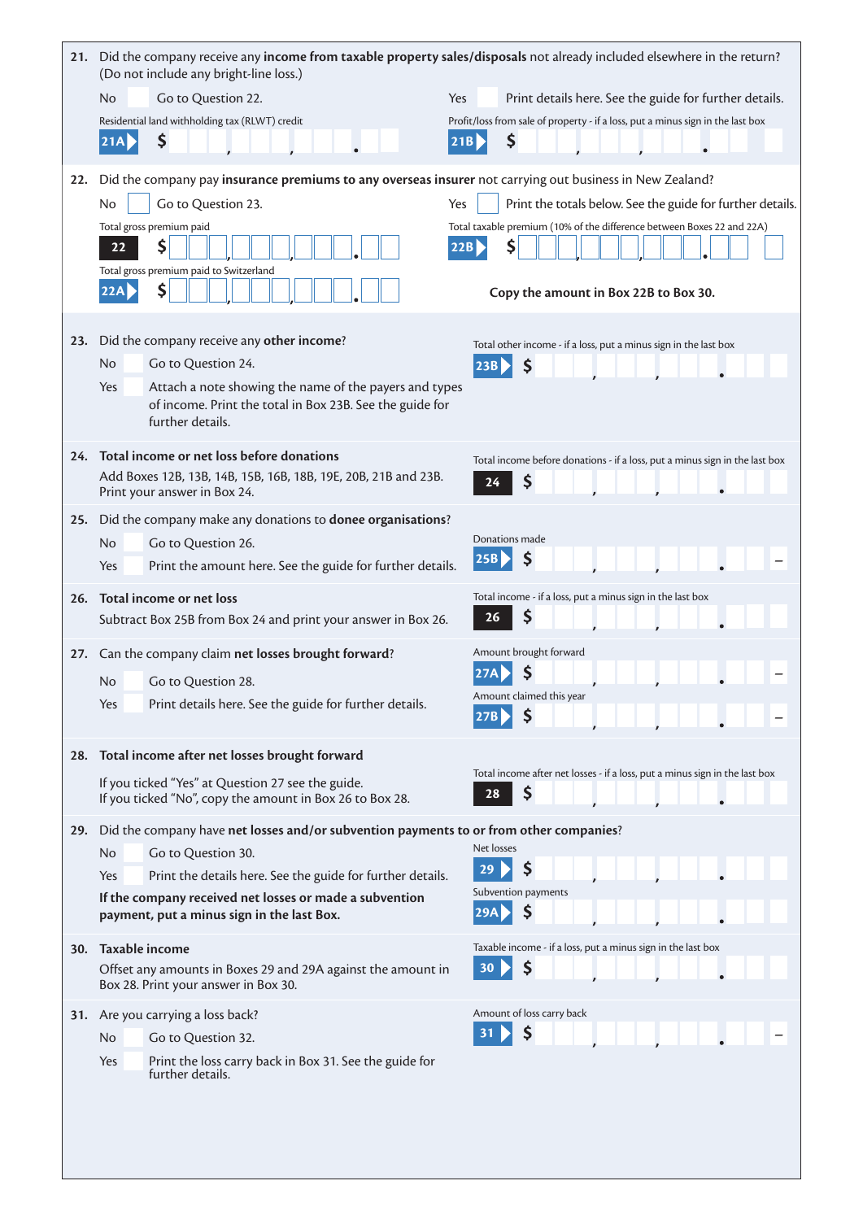**21.** Did the company receive any **income from taxable property sales/disposals** not already included elsewhere in the return? (Do not include any bright-line loss.)

No — Go to Question 22.

Yes — Print details here. See the guide for further details.

Residential land withholding tax (RLWT) credit **21A** $ , , .

Profit/loss from sale of property - if a loss, put a minus sign in the last box **21B** $ , , .

**22.** Did the company pay **insurance premiums to any overseas insurer** not carrying out business in New Zealand?

No — Go to Question 23.

Yes — Print the totals below. See the guide for further details.

Total gross premium paid **22** $ , , .

Total gross premium paid to Switzerland **22A** $ , , .

Total taxable premium (10% of the difference between Boxes 22 and 22A) **22B** $ , , .

**Copy the amount in Box 22B to Box 30.**

**23.** Did the company receive any **other income**?

No — Go to Question 24.

Yes — Attach a note showing the name of the payers and types of income. Print the total in Box 23B. See the guide for further details.

Total other income - if a loss, put a minus sign in the last box **23B** $ , , .

**24. Total income or net loss before donations**

Add Boxes 12B, 13B, 14B, 15B, 16B, 18B, 19E, 20B, 21B and 23B. Print your answer in Box 24.

Total income before donations - if a loss, put a minus sign in the last box **24** $ , , .

**25.** Did the company make any donations to **donee organisations**?

No — Go to Question 26.

Yes — Print the amount here. See the guide for further details.

Donations made **25B** $ , , . –

**26. Total income or net loss**

Subtract Box 25B from Box 24 and print your answer in Box 26.

Total income - if a loss, put a minus sign in the last box **26** $ , , .

**27.** Can the company claim **net losses brought forward**?

No — Go to Question 28.

Yes — Print details here. See the guide for further details.

Amount brought forward **27A** $ , , . –

Amount claimed this year **27B** $ , , . –

**28. Total income after net losses brought forward**

If you ticked "Yes" at Question 27 see the guide.
If you ticked "No", copy the amount in Box 26 to Box 28.

Total income after net losses - if a loss, put a minus sign in the last box **28** $ , , .

**29.** Did the company have **net losses and/or subvention payments to or from other companies**?

No — Go to Question 30.

Yes — Print the details here. See the guide for further details.

**If the company received net losses or made a subvention payment, put a minus sign in the last Box.**

Net losses **29** $ , , .

Subvention payments **29A** $ , , .

**30. Taxable income**

Offset any amounts in Boxes 29 and 29A against the amount in Box 28. Print your answer in Box 30.

Taxable income - if a loss, put a minus sign in the last box **30** $ , , .

**31.** Are you carrying a loss back?

No — Go to Question 32.

Yes — Print the loss carry back in Box 31. See the guide for further details.

Amount of loss carry back **31** $ , , . –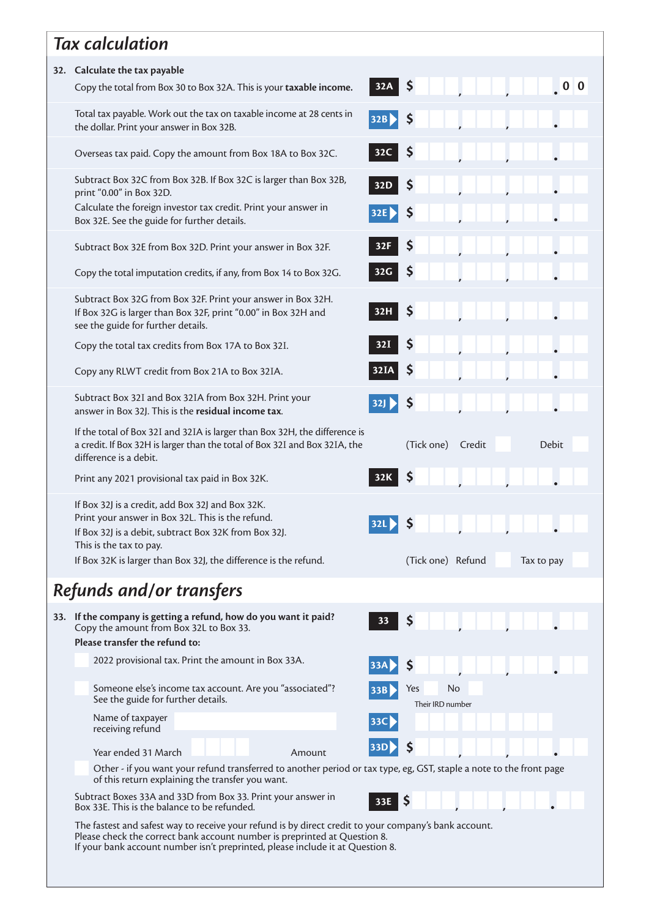## Tax calculation

**32. Calculate the tax payable**

Copy the total from Box 30 to Box 32A. This is your **taxable income.** **32A** $ , , .0 0

Total tax payable. Work out the tax on taxable income at 28 cents in the dollar. Print your answer in Box 32B. **32B** $ , , .

Overseas tax paid. Copy the amount from Box 18A to Box 32C. **32C** $ , , .

Subtract Box 32C from Box 32B. If Box 32C is larger than Box 32B, print "0.00" in Box 32D. **32D** $ , , .

Calculate the foreign investor tax credit. Print your answer in Box 32E. See the guide for further details. **32E** $ , , .

Subtract Box 32E from Box 32D. Print your answer in Box 32F. **32F** $ , , .

Copy the total imputation credits, if any, from Box 14 to Box 32G. **32G** $ , , .

Subtract Box 32G from Box 32F. Print your answer in Box 32H. If Box 32G is larger than Box 32F, print "0.00" in Box 32H and see the guide for further details. **32H** $ , , .

Copy the total tax credits from Box 17A to Box 32I. **32I** $ , , .

Copy any RLWT credit from Box 21A to Box 32IA. **32IA** $ , , .

Subtract Box 32I and Box 32IA from Box 32H. Print your answer in Box 32J. This is the **residual income tax**. **32J** $ , , .

If the total of Box 32I and 32IA is larger than Box 32H, the difference is a credit. If Box 32H is larger than the total of Box 32I and Box 32IA, the difference is a debit. (Tick one) Credit ☐ Debit ☐

Print any 2021 provisional tax paid in Box 32K. **32K** $ , , .

If Box 32J is a credit, add Box 32J and Box 32K.
Print your answer in Box 32L. This is the refund.
If Box 32J is a debit, subtract Box 32K from Box 32J.
This is the tax to pay.
If Box 32K is larger than Box 32J, the difference is the refund. **32L** $ , , .

(Tick one) Refund ☐ Tax to pay ☐

## Refunds and/or transfers

**33. If the company is getting a refund, how do you want it paid?**
Copy the amount from Box 32L to Box 33. **33** $ , , .

**Please transfer the refund to:**

☐ 2022 provisional tax. Print the amount in Box 33A. **33A** $ , , .

☐ Someone else's income tax account. Are you "associated"? See the guide for further details. **33B** Yes ☐ No ☐

Name of taxpayer receiving refund Their IRD number **33C**

Year ended 31 March Amount **33D** $ , , .

☐ Other - if you want your refund transferred to another period or tax type, eg, GST, staple a note to the front page of this return explaining the transfer you want.

Subtract Boxes 33A and 33D from Box 33. Print your answer in Box 33E. This is the balance to be refunded. **33E** $ , , .

The fastest and safest way to receive your refund is by direct credit to your company's bank account.
Please check the correct bank account number is preprinted at Question 8.
If your bank account number isn't preprinted, please include it at Question 8.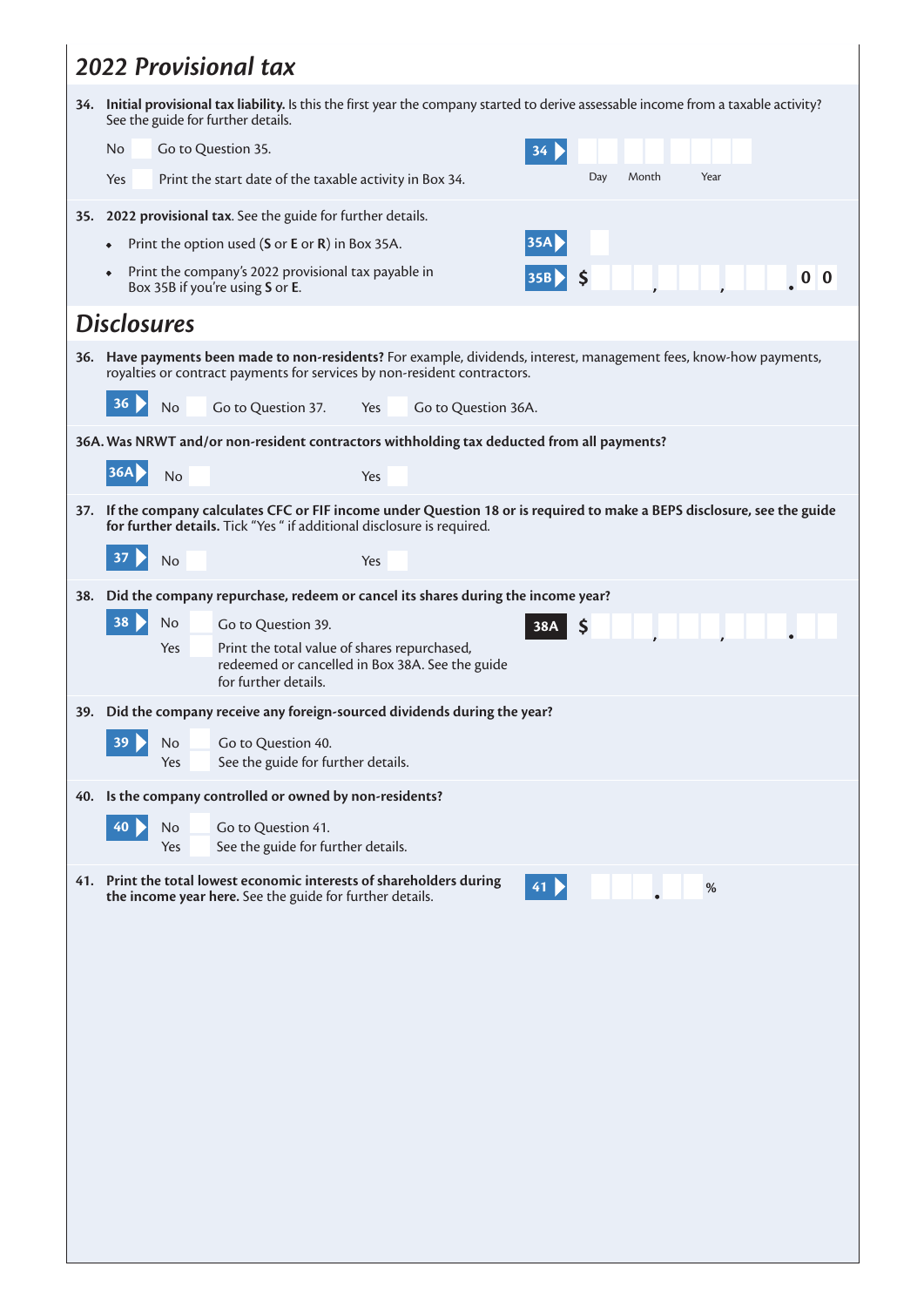## 2022 Provisional tax

**34. Initial provisional tax liability.** Is this the first year the company started to derive assessable income from a taxable activity? See the guide for further details.

No ☐ Go to Question 35.

Yes ☐ Print the start date of the taxable activity in Box 34.

**34** Day / Month / Year

**35. 2022 provisional tax**. See the guide for further details.

- Print the option used (**S** or **E** or **R**) in Box 35A. **35A**
- Print the company's 2022 provisional tax payable in Box 35B if you're using **S** or **E**. **35B** $ , , .00

## Disclosures

**36. Have payments been made to non-residents?** For example, dividends, interest, management fees, know-how payments, royalties or contract payments for services by non-resident contractors.

**36** No ☐ Go to Question 37. Yes ☐ Go to Question 36A.

**36A. Was NRWT and/or non-resident contractors withholding tax deducted from all payments?**

**36A** No ☐ Yes ☐

**37. If the company calculates CFC or FIF income under Question 18 or is required to make a BEPS disclosure, see the guide for further details.** Tick "Yes " if additional disclosure is required.

**37** No ☐ Yes ☐

**38. Did the company repurchase, redeem or cancel its shares during the income year?**

**38** No ☐ Go to Question 39.

Yes ☐ Print the total value of shares repurchased, redeemed or cancelled in Box 38A. See the guide for further details.

**38A** $ , , .

**39. Did the company receive any foreign-sourced dividends during the year?**

**39** No ☐ Go to Question 40.

Yes ☐ See the guide for further details.

**40. Is the company controlled or owned by non-residents?**

**40** No ☐ Go to Question 41.

Yes ☐ See the guide for further details.

**41. Print the total lowest economic interests of shareholders during the income year here.** See the guide for further details.

**41** . %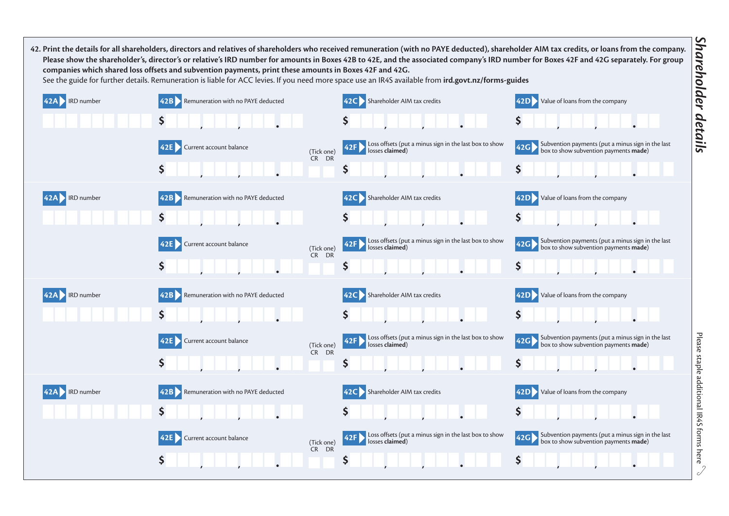## Shareholder details

**42. Print the details for all shareholders, directors and relatives of shareholders who received remuneration (with no PAYE deducted), shareholder AIM tax credits, or loans from the company. Please show the shareholder's, director's or relative's IRD number for amounts in Boxes 42B to 42E, and the associated company's IRD number for Boxes 42F and 42G separately. For group companies which shared loss offsets and subvention payments, print these amounts in Boxes 42F and 42G.**

See the guide for further details. Remuneration is liable for ACC levies. If you need more space use an IR4S available from **ird.govt.nz/forms-guides**

**42A** IRD number

**42B** Remuneration with no PAYE deducted $ , , .

**42C** Shareholder AIM tax credits $ , , .

**42D** Value of loans from the company $ , , .

**42E** Current account balance $ , , . (Tick one) CR DR

**42F** Loss offsets (put a minus sign in the last box to show losses **claimed**) $ , , .

**42G** Subvention payments (put a minus sign in the last box to show subvention payments **made**) $ , , .

**42A** IRD number

**42B** Remuneration with no PAYE deducted $ , , .

**42C** Shareholder AIM tax credits $ , , .

**42D** Value of loans from the company $ , , .

**42E** Current account balance $ , , . (Tick one) CR DR

**42F** Loss offsets (put a minus sign in the last box to show losses **claimed**) $ , , .

**42G** Subvention payments (put a minus sign in the last box to show subvention payments **made**) $ , , .

**42A** IRD number

**42B** Remuneration with no PAYE deducted $ , , .

**42C** Shareholder AIM tax credits $ , , .

**42D** Value of loans from the company $ , , .

**42E** Current account balance $ , , . (Tick one) CR DR

**42F** Loss offsets (put a minus sign in the last box to show losses **claimed**) $ , , .

**42G** Subvention payments (put a minus sign in the last box to show subvention payments **made**) $ , , .

**42A** IRD number

**42B** Remuneration with no PAYE deducted $ , , .

**42C** Shareholder AIM tax credits $ , , .

**42D** Value of loans from the company $ , , .

**42E** Current account balance $ , , . (Tick one) CR DR

**42F** Loss offsets (put a minus sign in the last box to show losses **claimed**) $ , , .

**42G** Subvention payments (put a minus sign in the last box to show subvention payments **made**) $ , , .

Please staple additional IR4S forms here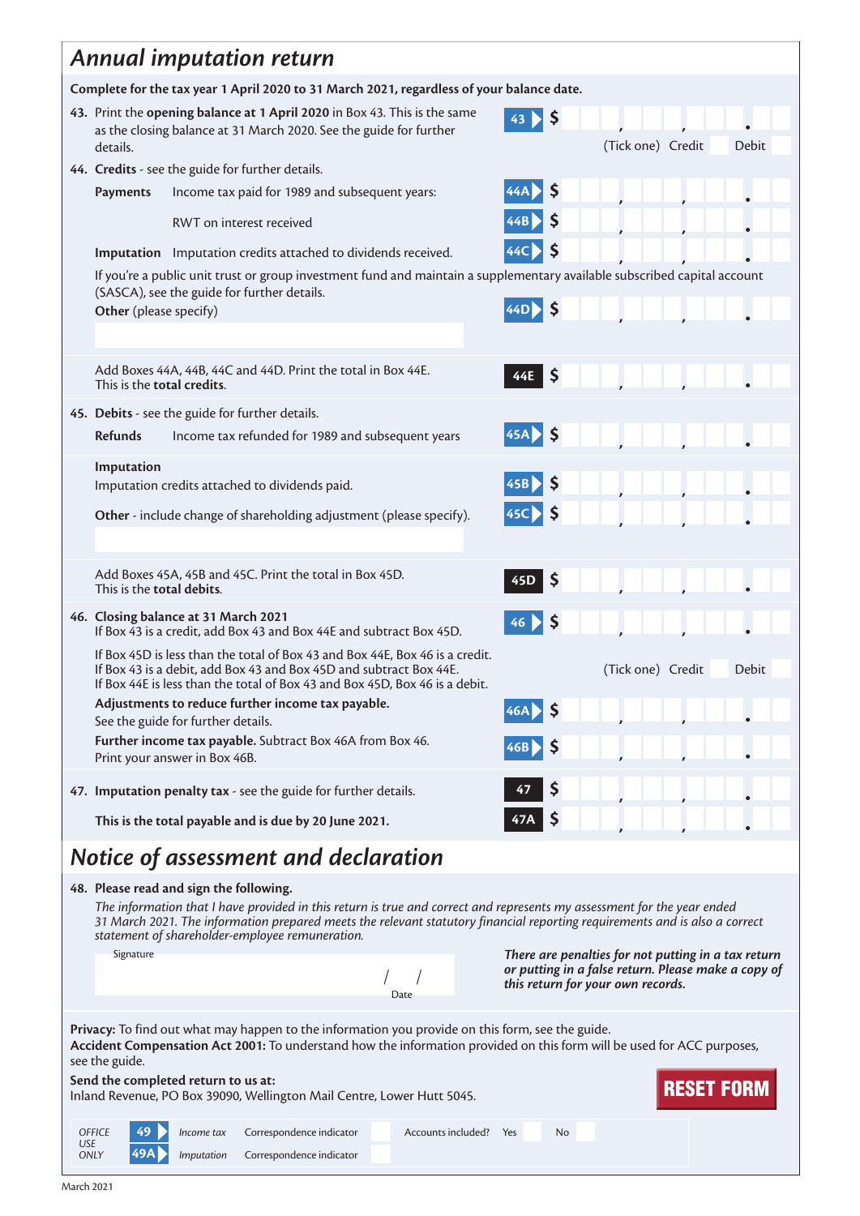# Annual imputation return

**Complete for the tax year 1 April 2020 to 31 March 2021, regardless of your balance date.**

**43.** Print the **opening balance at 1 April 2020** in Box 43. This is the same as the closing balance at 31 March 2020. See the guide for further details.

43 $ , , .

(Tick one) Credit Debit

**44. Credits** - see the guide for further details.

**Payments** Income tax paid for 1989 and subsequent years: 44A $ , , .

RWT on interest received 44B $ , , .

**Imputation** Imputation credits attached to dividends received. 44C $ , , .

If you're a public unit trust or group investment fund and maintain a supplementary available subscribed capital account (SASCA), see the guide for further details.

**Other** (please specify) 44D $ , , .

Add Boxes 44A, 44B, 44C and 44D. Print the total in Box 44E. This is the **total credits**. 44E $ , , .

**45. Debits** - see the guide for further details.

**Refunds** Income tax refunded for 1989 and subsequent years 45A $ , , .

**Imputation**
Imputation credits attached to dividends paid. 45B $ , , .

**Other** - include change of shareholding adjustment (please specify). 45C $ , , .

Add Boxes 45A, 45B and 45C. Print the total in Box 45D. This is the **total debits**. 45D $ , , .

**46. Closing balance at 31 March 2021**
If Box 43 is a credit, add Box 43 and Box 44E and subtract Box 45D. 46 $ , , .

If Box 45D is less than the total of Box 43 and Box 44E, Box 46 is a credit.
If Box 43 is a debit, add Box 43 and Box 45D and subtract Box 44E.
If Box 44E is less than the total of Box 43 and Box 45D, Box 46 is a debit.

(Tick one) Credit Debit

**Adjustments to reduce further income tax payable.**
See the guide for further details. 46A $ , , .

**Further income tax payable.** Subtract Box 46A from Box 46.
Print your answer in Box 46B. 46B $ , , .

**47. Imputation penalty tax** - see the guide for further details. 47 $ , , .

**This is the total payable and is due by 20 June 2021.** 47A $ , , .

# Notice of assessment and declaration

**48. Please read and sign the following.**

*The information that I have provided in this return is true and correct and represents my assessment for the year ended 31 March 2021. The information prepared meets the relevant statutory financial reporting requirements and is also a correct statement of shareholder-employee remuneration.*

Signature

/ /
Date

***There are penalties for not putting in a tax return or putting in a false return. Please make a copy of this return for your own records.***

**Privacy:** To find out what may happen to the information you provide on this form, see the guide.
**Accident Compensation Act 2001:** To understand how the information provided on this form will be used for ACC purposes, see the guide.

**Send the completed return to us at:**
Inland Revenue, PO Box 39090, Wellington Mail Centre, Lower Hutt 5045.

RESET FORM

*OFFICE USE ONLY*
49 *Income tax* Correspondence indicator Accounts included? Yes No
49A *Imputation* Correspondence indicator

March 2021